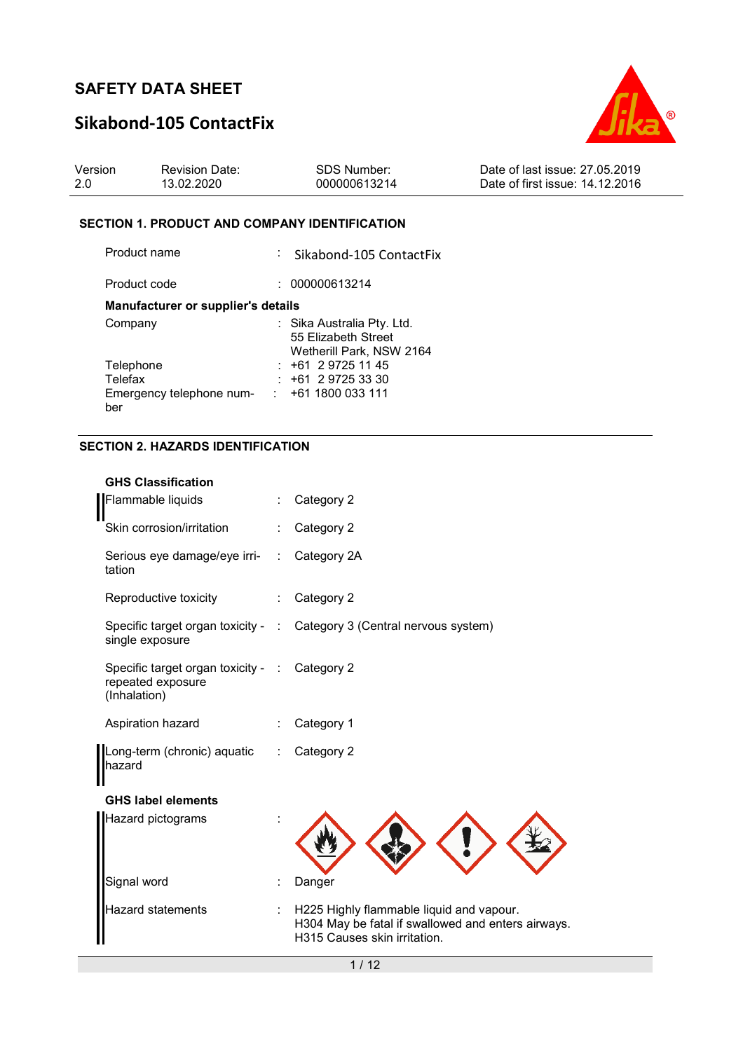# SAFETY DATA SHEET

## Sikabond-105 ContactFix

| Version | Revision Date: | SDS Number: | Date of last issue: 27.05.2019 |
|---|---|---|---|
| 2.0 | 13.02.2020 | 000000613214 | Date of first issue: 14.12.2016 |

### SECTION 1. PRODUCT AND COMPANY IDENTIFICATION

Product name : Sikabond-105 ContactFix

Product code : 000000613214

**Manufacturer or supplier's details**

Company : Sika Australia Pty. Ltd.
55 Elizabeth Street
Wetherill Park, NSW 2164

Telephone : +61 2 9725 11 45

Telefax : +61 2 9725 33 30

Emergency telephone number : +61 1800 033 111

### SECTION 2. HAZARDS IDENTIFICATION

**GHS Classification**

| | |
|---|---|
| Flammable liquids | : Category 2 |
| Skin corrosion/irritation | : Category 2 |
| Serious eye damage/eye irritation | : Category 2A |
| Reproductive toxicity | : Category 2 |
| Specific target organ toxicity - single exposure | : Category 3 (Central nervous system) |
| Specific target organ toxicity - repeated exposure (Inhalation) | : Category 2 |
| Aspiration hazard | : Category 1 |
| Long-term (chronic) aquatic hazard | : Category 2 |

**GHS label elements**

Hazard pictograms :

Signal word : Danger

Hazard statements : H225 Highly flammable liquid and vapour.
H304 May be fatal if swallowed and enters airways.
H315 Causes skin irritation.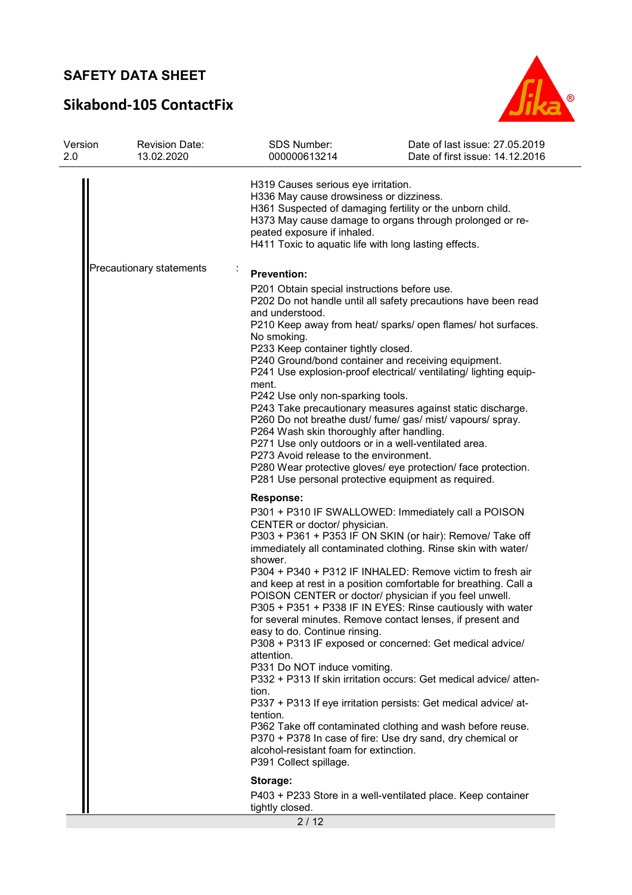H319 Causes serious eye irritation.
H336 May cause drowsiness or dizziness.
H361 Suspected of damaging fertility or the unborn child.
H373 May cause damage to organs through prolonged or repeated exposure if inhaled.
H411 Toxic to aquatic life with long lasting effects.

Precautionary statements :

**Prevention:**

P201 Obtain special instructions before use.
P202 Do not handle until all safety precautions have been read and understood.
P210 Keep away from heat/ sparks/ open flames/ hot surfaces. No smoking.
P233 Keep container tightly closed.
P240 Ground/bond container and receiving equipment.
P241 Use explosion-proof electrical/ ventilating/ lighting equipment.
P242 Use only non-sparking tools.
P243 Take precautionary measures against static discharge.
P260 Do not breathe dust/ fume/ gas/ mist/ vapours/ spray.
P264 Wash skin thoroughly after handling.
P271 Use only outdoors or in a well-ventilated area.
P273 Avoid release to the environment.
P280 Wear protective gloves/ eye protection/ face protection.
P281 Use personal protective equipment as required.

**Response:**

P301 + P310 IF SWALLOWED: Immediately call a POISON CENTER or doctor/ physician.
P303 + P361 + P353 IF ON SKIN (or hair): Remove/ Take off immediately all contaminated clothing. Rinse skin with water/ shower.
P304 + P340 + P312 IF INHALED: Remove victim to fresh air and keep at rest in a position comfortable for breathing. Call a POISON CENTER or doctor/ physician if you feel unwell.
P305 + P351 + P338 IF IN EYES: Rinse cautiously with water for several minutes. Remove contact lenses, if present and easy to do. Continue rinsing.
P308 + P313 IF exposed or concerned: Get medical advice/ attention.
P331 Do NOT induce vomiting.
P332 + P313 If skin irritation occurs: Get medical advice/ attention.
P337 + P313 If eye irritation persists: Get medical advice/ attention.
P362 Take off contaminated clothing and wash before reuse.
P370 + P378 In case of fire: Use dry sand, dry chemical or alcohol-resistant foam for extinction.
P391 Collect spillage.

**Storage:**

P403 + P233 Store in a well-ventilated place. Keep container tightly closed.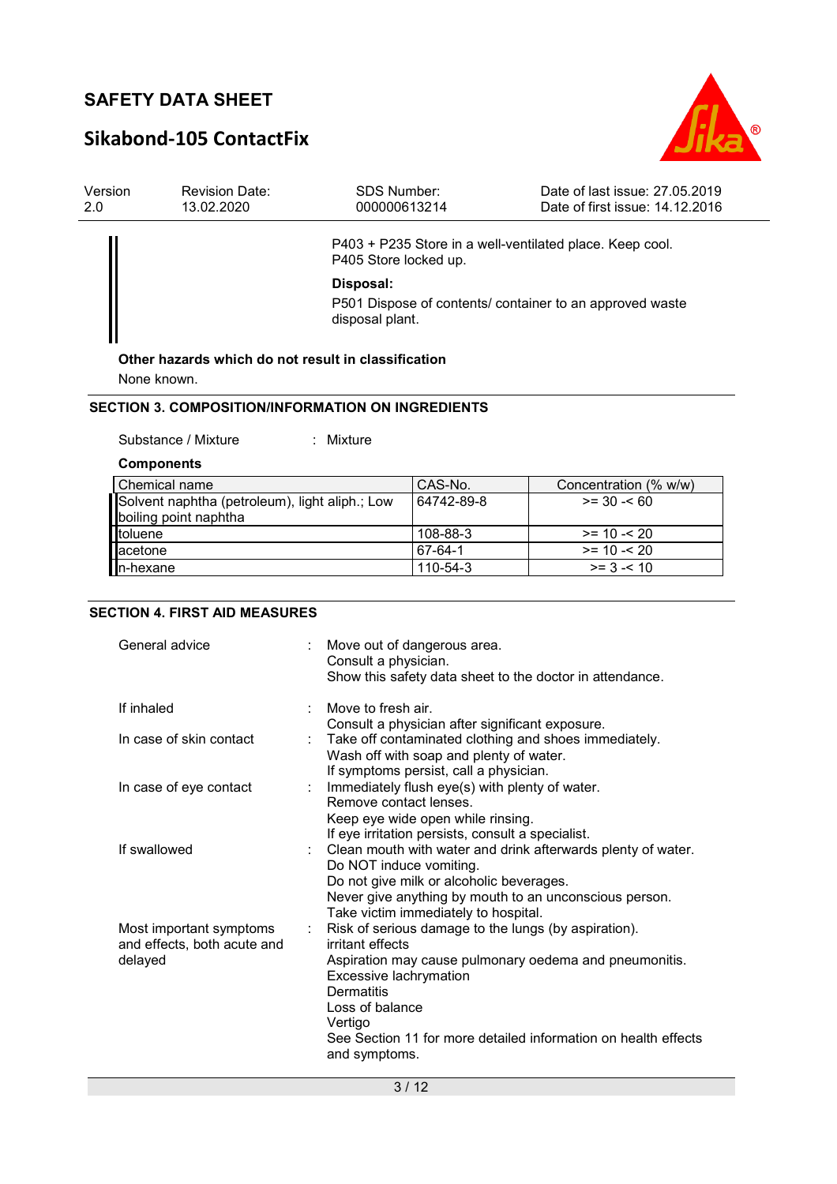P403 + P235 Store in a well-ventilated place. Keep cool.
P405 Store locked up.

**Disposal:**

P501 Dispose of contents/ container to an approved waste disposal plant.

**Other hazards which do not result in classification**

None known.

## SECTION 3. COMPOSITION/INFORMATION ON INGREDIENTS

Substance / Mixture : Mixture

**Components**

| Chemical name | CAS-No. | Concentration (% w/w) |
| --- | --- | --- |
| Solvent naphtha (petroleum), light aliph.; Low boiling point naphtha | 64742-89-8 | >= 30 -< 60 |
| toluene | 108-88-3 | >= 10 -< 20 |
| acetone | 67-64-1 | >= 10 -< 20 |
| n-hexane | 110-54-3 | >= 3 -< 10 |

## SECTION 4. FIRST AID MEASURES

General advice : Move out of dangerous area.
Consult a physician.
Show this safety data sheet to the doctor in attendance.

If inhaled : Move to fresh air.
Consult a physician after significant exposure.

In case of skin contact : Take off contaminated clothing and shoes immediately.
Wash off with soap and plenty of water.
If symptoms persist, call a physician.

In case of eye contact : Immediately flush eye(s) with plenty of water.
Remove contact lenses.
Keep eye wide open while rinsing.
If eye irritation persists, consult a specialist.

If swallowed : Clean mouth with water and drink afterwards plenty of water.
Do NOT induce vomiting.
Do not give milk or alcoholic beverages.
Never give anything by mouth to an unconscious person.
Take victim immediately to hospital.

Most important symptoms and effects, both acute and delayed : Risk of serious damage to the lungs (by aspiration).
irritant effects
Aspiration may cause pulmonary oedema and pneumonitis.
Excessive lachrymation
Dermatitis
Loss of balance
Vertigo
See Section 11 for more detailed information on health effects and symptoms.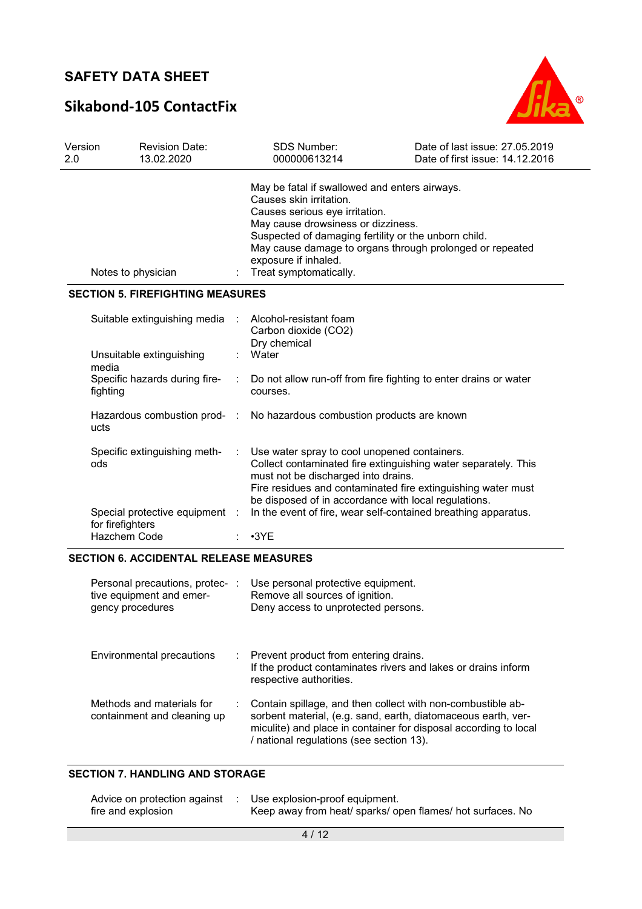| | | |
|---|---|---|
| | | May be fatal if swallowed and enters airways.<br>Causes skin irritation.<br>Causes serious eye irritation.<br>May cause drowsiness or dizziness.<br>Suspected of damaging fertility or the unborn child.<br>May cause damage to organs through prolonged or repeated exposure if inhaled. |
| Notes to physician | : | Treat symptomatically. |

## SECTION 5. FIREFIGHTING MEASURES

| | | |
|---|---|---|
| Suitable extinguishing media | : | Alcohol-resistant foam<br>Carbon dioxide ($CO_2$)<br>Dry chemical |
| Unsuitable extinguishing media | : | Water |
| Specific hazards during fire-fighting | : | Do not allow run-off from fire fighting to enter drains or water courses. |
| Hazardous combustion products | : | No hazardous combustion products are known |
| Specific extinguishing methods | : | Use water spray to cool unopened containers.<br>Collect contaminated fire extinguishing water separately. This must not be discharged into drains.<br>Fire residues and contaminated fire extinguishing water must be disposed of in accordance with local regulations. |
| Special protective equipment for firefighters | : | In the event of fire, wear self-contained breathing apparatus. |
| Hazchem Code | : | •3YE |

## SECTION 6. ACCIDENTAL RELEASE MEASURES

| | | |
|---|---|---|
| Personal precautions, protective equipment and emergency procedures | : | Use personal protective equipment.<br>Remove all sources of ignition.<br>Deny access to unprotected persons. |
| Environmental precautions | : | Prevent product from entering drains.<br>If the product contaminates rivers and lakes or drains inform respective authorities. |
| Methods and materials for containment and cleaning up | : | Contain spillage, and then collect with non-combustible absorbent material, (e.g. sand, earth, diatomaceous earth, vermiculite) and place in container for disposal according to local / national regulations (see section 13). |

## SECTION 7. HANDLING AND STORAGE

| | | |
|---|---|---|
| Advice on protection against fire and explosion | : | Use explosion-proof equipment.<br>Keep away from heat/ sparks/ open flames/ hot surfaces. No |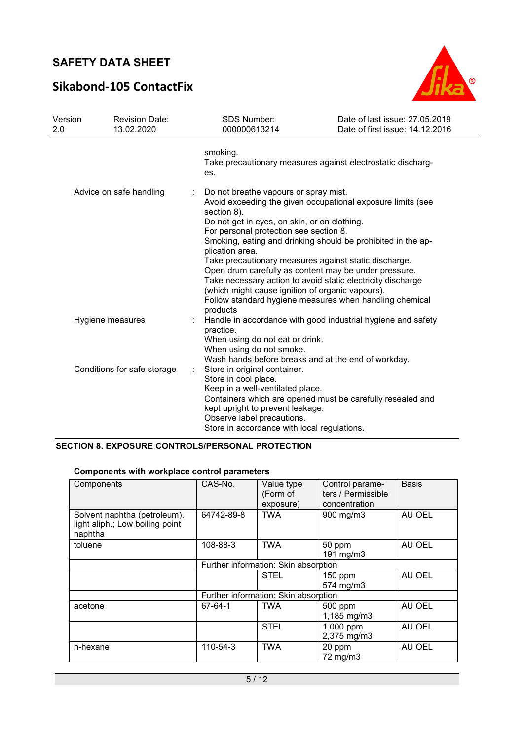smoking.
Take precautionary measures against electrostatic discharges.

Advice on safe handling : Do not breathe vapours or spray mist.
Avoid exceeding the given occupational exposure limits (see section 8).
Do not get in eyes, on skin, or on clothing.
For personal protection see section 8.
Smoking, eating and drinking should be prohibited in the application area.
Take precautionary measures against static discharge.
Open drum carefully as content may be under pressure.
Take necessary action to avoid static electricity discharge (which might cause ignition of organic vapours).
Follow standard hygiene measures when handling chemical products

Hygiene measures : Handle in accordance with good industrial hygiene and safety practice.
When using do not eat or drink.
When using do not smoke.
Wash hands before breaks and at the end of workday.

Conditions for safe storage : Store in original container.
Store in cool place.
Keep in a well-ventilated place.
Containers which are opened must be carefully resealed and kept upright to prevent leakage.
Observe label precautions.
Store in accordance with local regulations.

## SECTION 8. EXPOSURE CONTROLS/PERSONAL PROTECTION

**Components with workplace control parameters**

| Components | CAS-No. | Value type (Form of exposure) | Control parameters / Permissible concentration | Basis |
|---|---|---|---|---|
| Solvent naphtha (petroleum), light aliph.; Low boiling point naphtha | 64742-89-8 | TWA | 900 mg/m3 | AU OEL |
| toluene | 108-88-3 | TWA | 50 ppm<br>191 mg/m3 | AU OEL |
| | Further information: Skin absorption | | | |
| | | STEL | 150 ppm<br>574 mg/m3 | AU OEL |
| | Further information: Skin absorption | | | |
| acetone | 67-64-1 | TWA | 500 ppm<br>1,185 mg/m3 | AU OEL |
| | | STEL | 1,000 ppm<br>2,375 mg/m3 | AU OEL |
| n-hexane | 110-54-3 | TWA | 20 ppm<br>72 mg/m3 | AU OEL |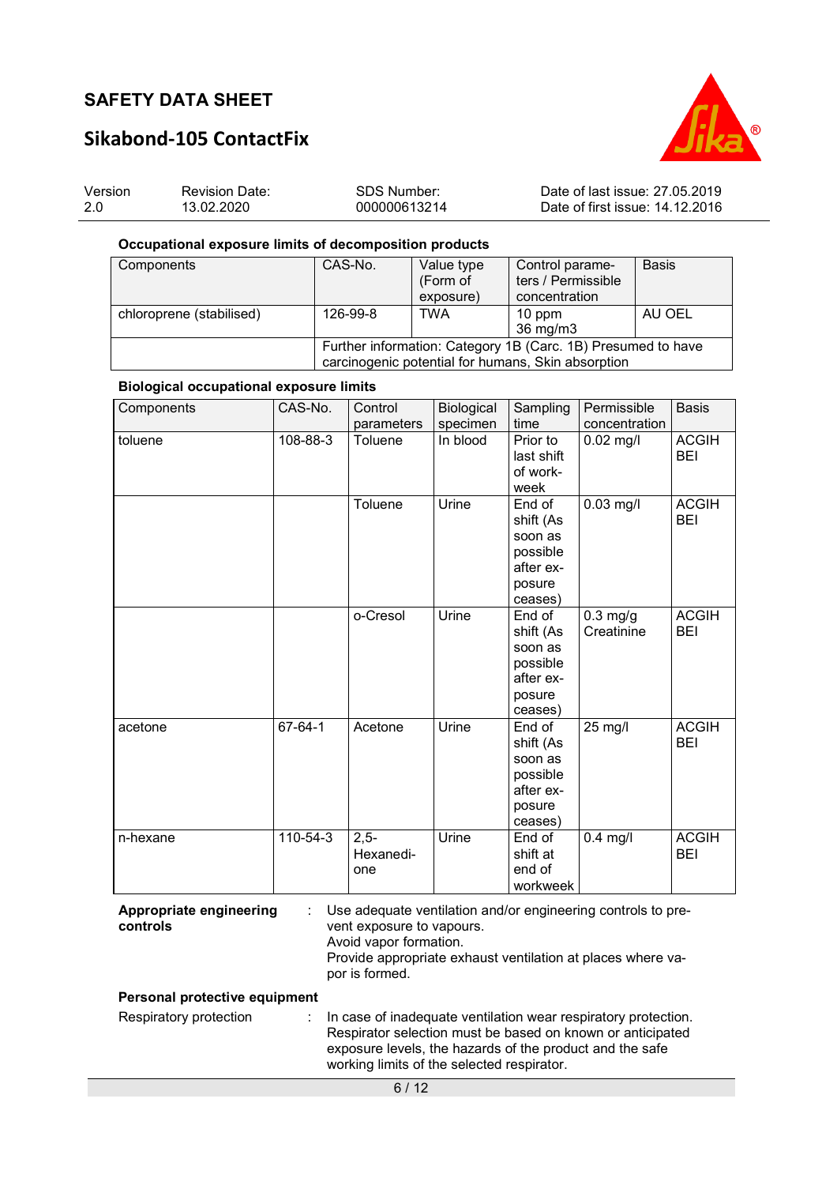**Occupational exposure limits of decomposition products**

| Components | CAS-No. | Value type (Form of exposure) | Control parameters / Permissible concentration | Basis |
|---|---|---|---|---|
| chloroprene (stabilised) | 126-99-8 | TWA | 10 ppm<br>36 mg/m3 | AU OEL |
| | Further information: Category 1B (Carc. 1B) Presumed to have carcinogenic potential for humans, Skin absorption | | | |

**Biological occupational exposure limits**

| Components | CAS-No. | Control parameters | Biological specimen | Sampling time | Permissible concentration | Basis |
|---|---|---|---|---|---|---|
| toluene | 108-88-3 | Toluene | In blood | Prior to last shift of work-week | 0.02 mg/l | ACGIH BEI |
| | | Toluene | Urine | End of shift (As soon as possible after exposure ceases) | 0.03 mg/l | ACGIH BEI |
| | | o-Cresol | Urine | End of shift (As soon as possible after exposure ceases) | 0.3 mg/g Creatinine | ACGIH BEI |
| acetone | 67-64-1 | Acetone | Urine | End of shift (As soon as possible after exposure ceases) | 25 mg/l | ACGIH BEI |
| n-hexane | 110-54-3 | 2,5-Hexanedione | Urine | End of shift at end of workweek | 0.4 mg/l | ACGIH BEI |

**Appropriate engineering controls** : Use adequate ventilation and/or engineering controls to prevent exposure to vapours.
Avoid vapor formation.
Provide appropriate exhaust ventilation at places where vapor is formed.

**Personal protective equipment**

Respiratory protection : In case of inadequate ventilation wear respiratory protection. Respirator selection must be based on known or anticipated exposure levels, the hazards of the product and the safe working limits of the selected respirator.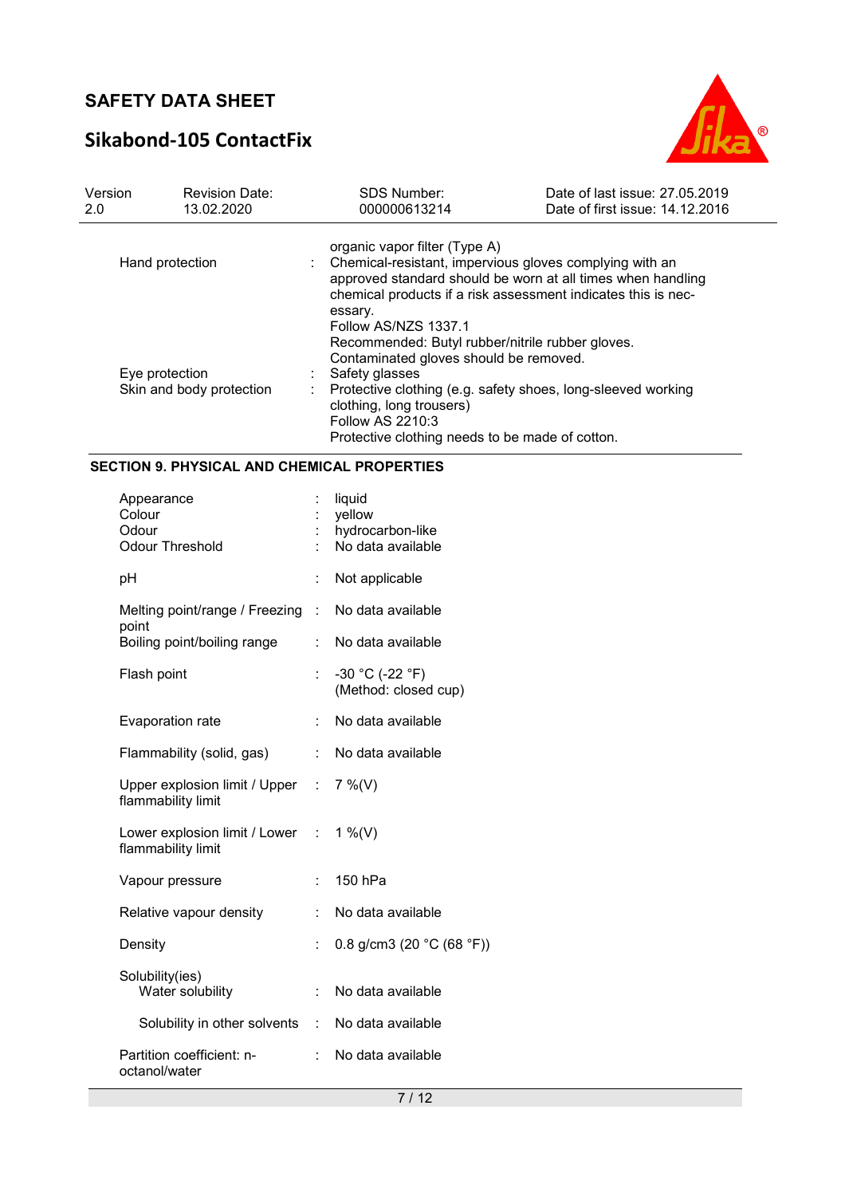| | | |
|---|---|---|
| | | organic vapor filter (Type A) |
| Hand protection | : | Chemical-resistant, impervious gloves complying with an approved standard should be worn at all times when handling chemical products if a risk assessment indicates this is necessary.<br>Follow AS/NZS 1337.1<br>Recommended: Butyl rubber/nitrile rubber gloves.<br>Contaminated gloves should be removed. |
| Eye protection | : | Safety glasses |
| Skin and body protection | : | Protective clothing (e.g. safety shoes, long-sleeved working clothing, long trousers)<br>Follow AS 2210:3<br>Protective clothing needs to be made of cotton. |

## SECTION 9. PHYSICAL AND CHEMICAL PROPERTIES

| | | |
|---|---|---|
| Appearance | : | liquid |
| Colour | : | yellow |
| Odour | : | hydrocarbon-like |
| Odour Threshold | : | No data available |
| pH | : | Not applicable |
| Melting point/range / Freezing point | : | No data available |
| Boiling point/boiling range | : | No data available |
| Flash point | : | -30 °C (-22 °F)<br>(Method: closed cup) |
| Evaporation rate | : | No data available |
| Flammability (solid, gas) | : | No data available |
| Upper explosion limit / Upper flammability limit | : | 7 %(V) |
| Lower explosion limit / Lower flammability limit | : | 1 %(V) |
| Vapour pressure | : | 150 hPa |
| Relative vapour density | : | No data available |
| Density | : | 0.8 g/cm3 (20 °C (68 °F)) |
| Solubility(ies)<br>Water solubility | : | No data available |
| Solubility in other solvents | : | No data available |
| Partition coefficient: n-octanol/water | : | No data available |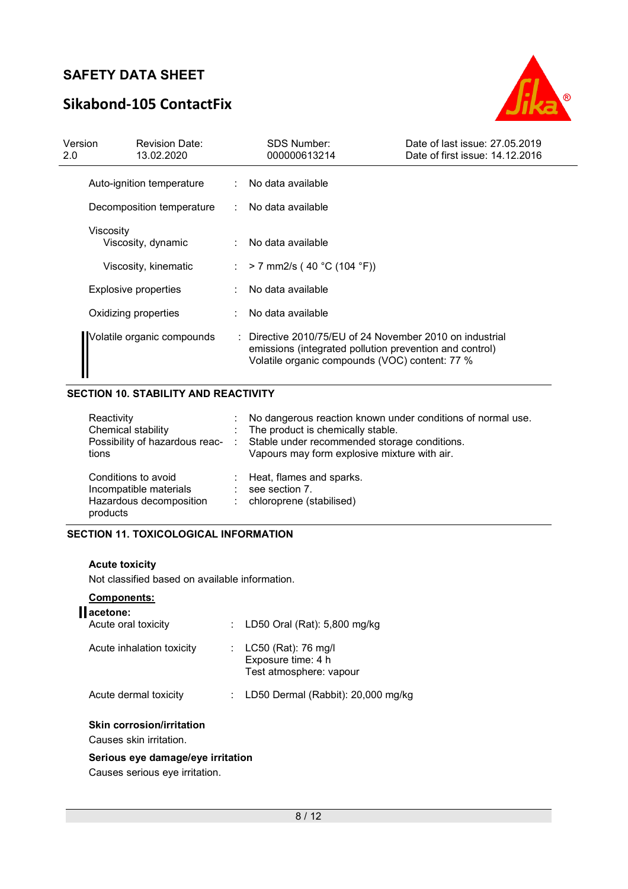| | | |
|---|---|---|
| Auto-ignition temperature | : | No data available |
| Decomposition temperature | : | No data available |
| Viscosity | | |
| Viscosity, dynamic | : | No data available |
| Viscosity, kinematic | : | > 7 mm2/s ( 40 °C (104 °F)) |
| Explosive properties | : | No data available |
| Oxidizing properties | : | No data available |
| Volatile organic compounds | : | Directive 2010/75/EU of 24 November 2010 on industrial emissions (integrated pollution prevention and control) Volatile organic compounds (VOC) content: 77 % |

## SECTION 10. STABILITY AND REACTIVITY

| | | |
|---|---|---|
| Reactivity | : | No dangerous reaction known under conditions of normal use. |
| Chemical stability | : | The product is chemically stable. |
| Possibility of hazardous reactions | : | Stable under recommended storage conditions. Vapours may form explosive mixture with air. |
| Conditions to avoid | : | Heat, flames and sparks. |
| Incompatible materials | : | see section 7. |
| Hazardous decomposition products | : | chloroprene (stabilised) |

## SECTION 11. TOXICOLOGICAL INFORMATION

**Acute toxicity**

Not classified based on available information.

**Components:**

**acetone:**

| | | |
|---|---|---|
| Acute oral toxicity | : | LD50 Oral (Rat): 5,800 mg/kg |
| Acute inhalation toxicity | : | LC50 (Rat): 76 mg/l<br>Exposure time: 4 h<br>Test atmosphere: vapour |
| Acute dermal toxicity | : | LD50 Dermal (Rabbit): 20,000 mg/kg |

**Skin corrosion/irritation**

Causes skin irritation.

**Serious eye damage/eye irritation**

Causes serious eye irritation.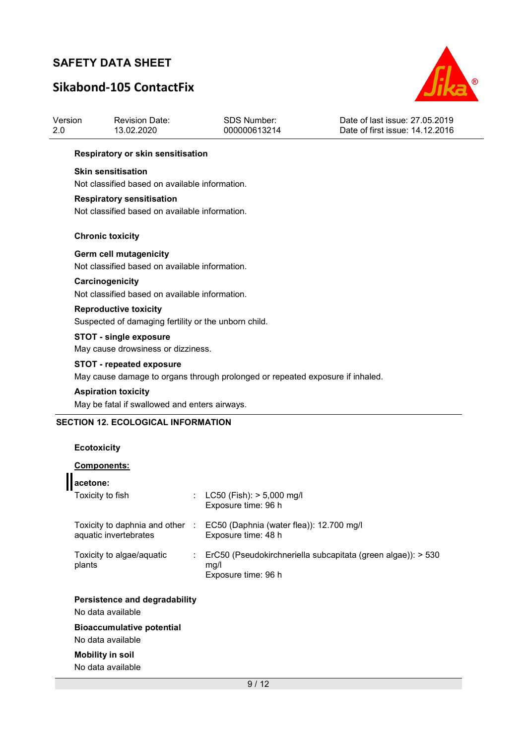**Respiratory or skin sensitisation**

**Skin sensitisation**

Not classified based on available information.

**Respiratory sensitisation**

Not classified based on available information.

**Chronic toxicity**

**Germ cell mutagenicity**

Not classified based on available information.

**Carcinogenicity**

Not classified based on available information.

**Reproductive toxicity**

Suspected of damaging fertility or the unborn child.

**STOT - single exposure**

May cause drowsiness or dizziness.

**STOT - repeated exposure**

May cause damage to organs through prolonged or repeated exposure if inhaled.

**Aspiration toxicity**

May be fatal if swallowed and enters airways.

## SECTION 12. ECOLOGICAL INFORMATION

**Ecotoxicity**

**Components:**

**acetone:**

| | | |
|---|---|---|
| Toxicity to fish | : | LC50 (Fish): > 5,000 mg/l<br>Exposure time: 96 h |
| Toxicity to daphnia and other aquatic invertebrates | : | EC50 (Daphnia (water flea)): 12.700 mg/l<br>Exposure time: 48 h |
| Toxicity to algae/aquatic plants | : | ErC50 (Pseudokirchneriella subcapitata (green algae)): > 530 mg/l<br>Exposure time: 96 h |

**Persistence and degradability**

No data available

**Bioaccumulative potential**

No data available

**Mobility in soil**

No data available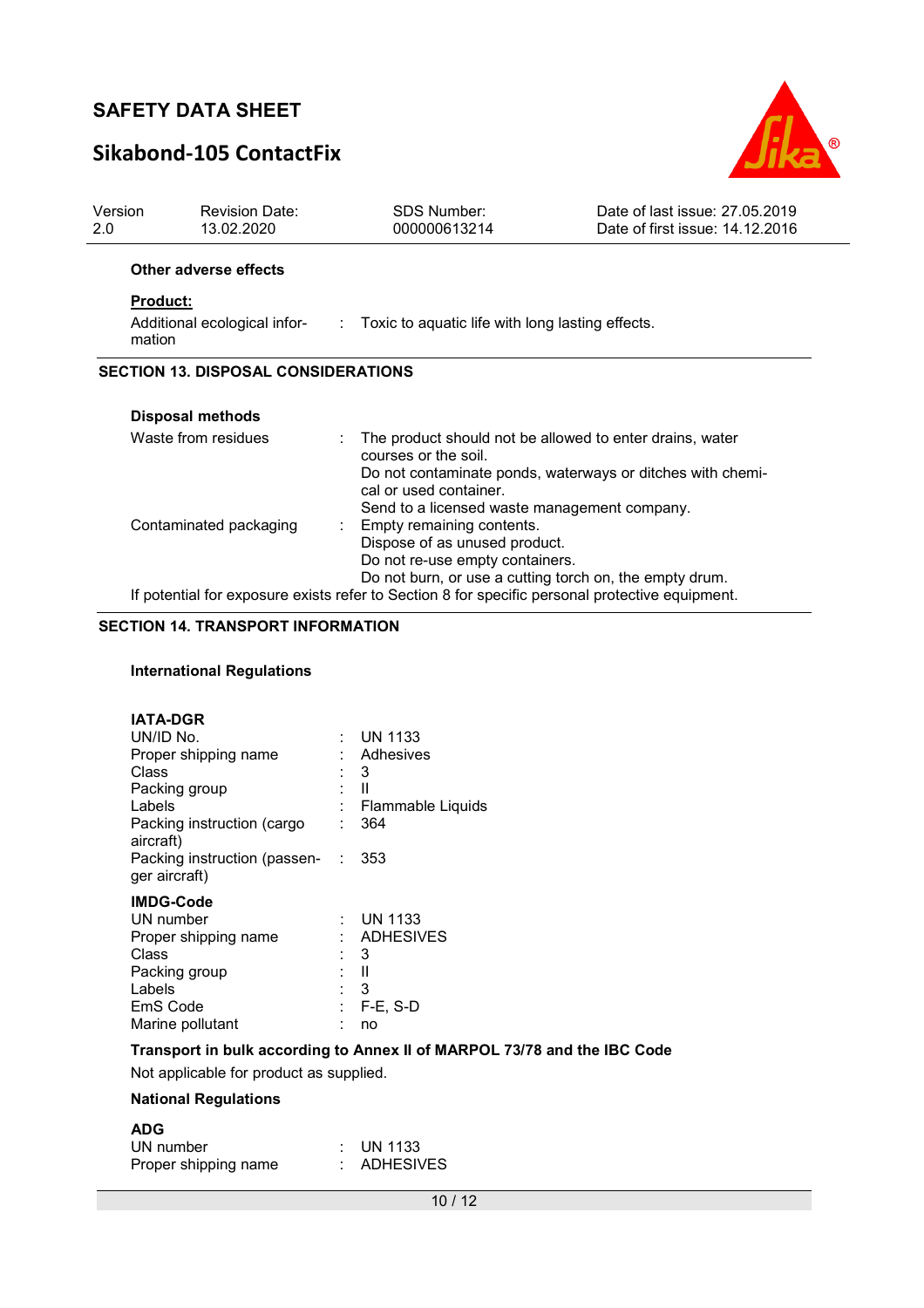**Other adverse effects**

**Product:**

| | | |
|---|---|---|
| Additional ecological information | : | Toxic to aquatic life with long lasting effects. |

## SECTION 13. DISPOSAL CONSIDERATIONS

**Disposal methods**

| | | |
|---|---|---|
| Waste from residues | : | The product should not be allowed to enter drains, water courses or the soil.<br>Do not contaminate ponds, waterways or ditches with chemical or used container.<br>Send to a licensed waste management company. |
| Contaminated packaging | : | Empty remaining contents.<br>Dispose of as unused product.<br>Do not re-use empty containers.<br>Do not burn, or use a cutting torch on, the empty drum. |

If potential for exposure exists refer to Section 8 for specific personal protective equipment.

## SECTION 14. TRANSPORT INFORMATION

**International Regulations**

**IATA-DGR**

| | | |
|---|---|---|
| UN/ID No. | : | UN 1133 |
| Proper shipping name | : | Adhesives |
| Class | : | 3 |
| Packing group | : | II |
| Labels | : | Flammable Liquids |
| Packing instruction (cargo aircraft) | : | 364 |
| Packing instruction (passenger aircraft) | : | 353 |

**IMDG-Code**

| | | |
|---|---|---|
| UN number | : | UN 1133 |
| Proper shipping name | : | ADHESIVES |
| Class | : | 3 |
| Packing group | : | II |
| Labels | : | 3 |
| EmS Code | : | F-E, S-D |
| Marine pollutant | : | no |

**Transport in bulk according to Annex II of MARPOL 73/78 and the IBC Code**

Not applicable for product as supplied.

**National Regulations**

**ADG**

| | | |
|---|---|---|
| UN number | : | UN 1133 |
| Proper shipping name | : | ADHESIVES |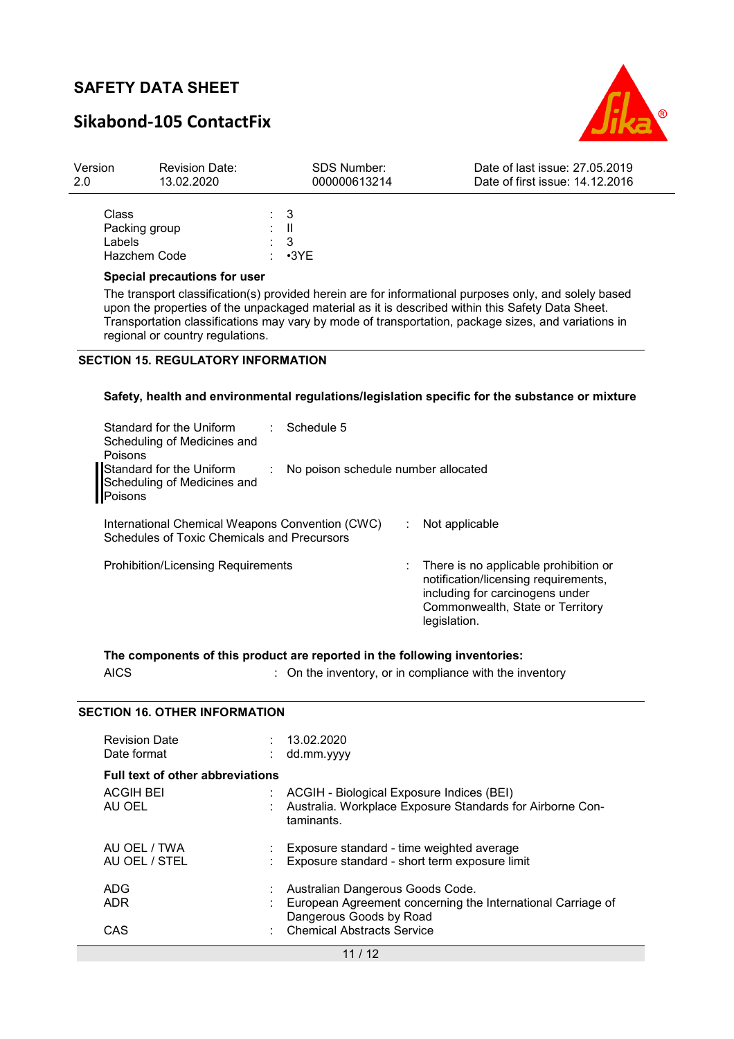| | | |
|---|---|---|
| Class | : | 3 |
| Packing group | : | II |
| Labels | : | 3 |
| Hazchem Code | : | •3YE |

**Special precautions for user**

The transport classification(s) provided herein are for informational purposes only, and solely based upon the properties of the unpackaged material as it is described within this Safety Data Sheet. Transportation classifications may vary by mode of transportation, package sizes, and variations in regional or country regulations.

## SECTION 15. REGULATORY INFORMATION

**Safety, health and environmental regulations/legislation specific for the substance or mixture**

| | | |
|---|---|---|
| Standard for the Uniform Scheduling of Medicines and Poisons | : | Schedule 5 |
| Standard for the Uniform Scheduling of Medicines and Poisons | : | No poison schedule number allocated |
| International Chemical Weapons Convention (CWC) Schedules of Toxic Chemicals and Precursors | : | Not applicable |
| Prohibition/Licensing Requirements | : | There is no applicable prohibition or notification/licensing requirements, including for carcinogens under Commonwealth, State or Territory legislation. |

**The components of this product are reported in the following inventories:**

| | | |
|---|---|---|
| AICS | : | On the inventory, or in compliance with the inventory |

## SECTION 16. OTHER INFORMATION

| | | |
|---|---|---|
| Revision Date | : | 13.02.2020 |
| Date format | : | dd.mm.yyyy |

**Full text of other abbreviations**

| | | |
|---|---|---|
| ACGIH BEI | : | ACGIH - Biological Exposure Indices (BEI) |
| AU OEL | : | Australia. Workplace Exposure Standards for Airborne Contaminants. |
| AU OEL / TWA | : | Exposure standard - time weighted average |
| AU OEL / STEL | : | Exposure standard - short term exposure limit |
| ADG | : | Australian Dangerous Goods Code. |
| ADR | : | European Agreement concerning the International Carriage of Dangerous Goods by Road |
| CAS | : | Chemical Abstracts Service |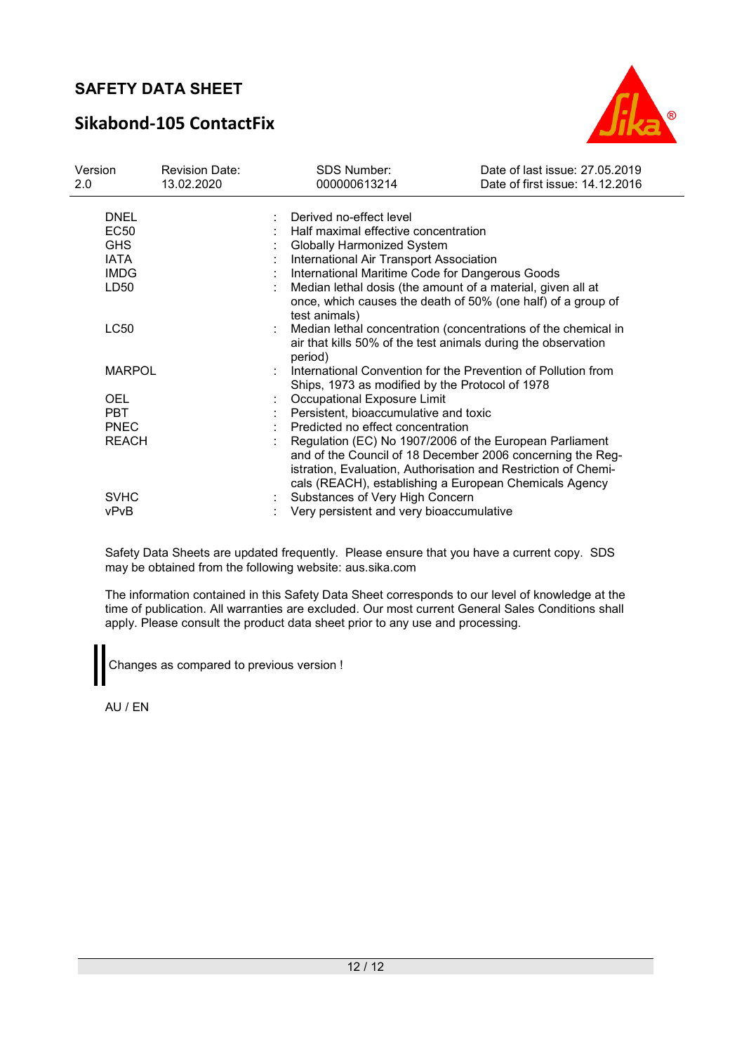| | | |
|---|---|---|
| DNEL | : | Derived no-effect level |
| EC50 | : | Half maximal effective concentration |
| GHS | : | Globally Harmonized System |
| IATA | : | International Air Transport Association |
| IMDG | : | International Maritime Code for Dangerous Goods |
| LD50 | : | Median lethal dosis (the amount of a material, given all at once, which causes the death of 50% (one half) of a group of test animals) |
| LC50 | : | Median lethal concentration (concentrations of the chemical in air that kills 50% of the test animals during the observation period) |
| MARPOL | : | International Convention for the Prevention of Pollution from Ships, 1973 as modified by the Protocol of 1978 |
| OEL | : | Occupational Exposure Limit |
| PBT | : | Persistent, bioaccumulative and toxic |
| PNEC | : | Predicted no effect concentration |
| REACH | : | Regulation (EC) No 1907/2006 of the European Parliament and of the Council of 18 December 2006 concerning the Registration, Evaluation, Authorisation and Restriction of Chemicals (REACH), establishing a European Chemicals Agency |
| SVHC | : | Substances of Very High Concern |
| vPvB | : | Very persistent and very bioaccumulative |

Safety Data Sheets are updated frequently. Please ensure that you have a current copy. SDS may be obtained from the following website: aus.sika.com

The information contained in this Safety Data Sheet corresponds to our level of knowledge at the time of publication. All warranties are excluded. Our most current General Sales Conditions shall apply. Please consult the product data sheet prior to any use and processing.

Changes as compared to previous version !

AU / EN